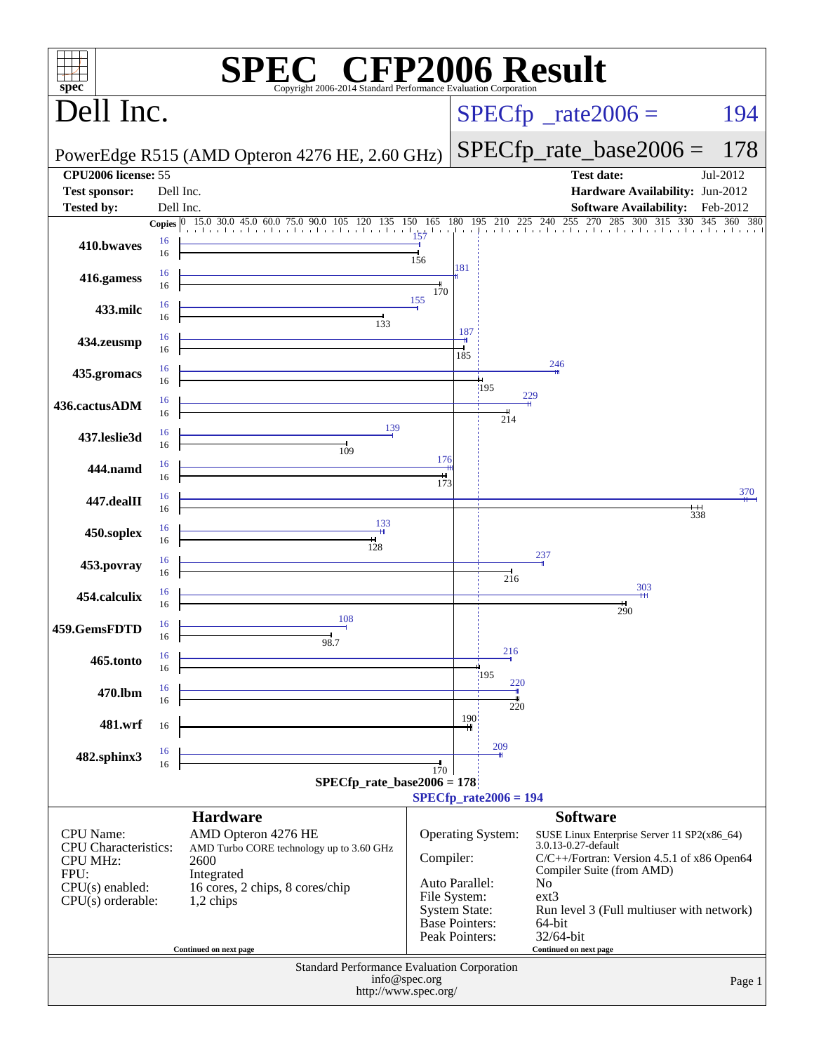# SPEC® CFP2006 Result

Copyright 2006-2014 Standard Performance Evaluation Corporation

## Dell Inc.

PowerEdge R515 (AMD Opteron 4276 HE, 2.60 GHz)

SPECfp_rate2006 = 194

SPECfp_rate_base2006 = 178

| | | | |
|---|---|---|---|
| **CPU2006 license:** 55 | | **Test date:** | Jul-2012 |
| **Test sponsor:** | Dell Inc. | **Hardware Availability:** | Jun-2012 |
| **Tested by:** | Dell Inc. | **Software Availability:** | Feb-2012 |

| Benchmark | Copies (peak) | Peak | Copies (base) | Base |
|---|---|---|---|---|
| 410.bwaves | 16 | 157 | 16 | 156 |
| 416.gamess | 16 | 181 | 16 | 170 |
| 433.milc | 16 | 155 | 16 | 133 |
| 434.zeusmp | 16 | 187 | 16 | 185 |
| 435.gromacs | 16 | 246 | 16 | 195 |
| 436.cactusADM | 16 | 229 | 16 | 214 |
| 437.leslie3d | 16 | 139 | 16 | 109 |
| 444.namd | 16 | 176 | 16 | 173 |
| 447.dealII | 16 | 370 | 16 | 338 |
| 450.soplex | 16 | 133 | 16 | 128 |
| 453.povray | 16 | 237 | 16 | 216 |
| 454.calculix | 16 | 303 | 16 | 290 |
| 459.GemsFDTD | 16 | 108 | 16 | 98.7 |
| 465.tonto | 16 | 216 | 16 | 195 |
| 470.lbm | 16 | 220 | 16 | 220 |
| 481.wrf | | | 16 | 190 |
| 482.sphinx3 | 16 | 209 | 16 | 170 |

SPECfp_rate_base2006 = 178

SPECfp_rate2006 = 194

## Hardware

| | |
|---|---|
| CPU Name: | AMD Opteron 4276 HE |
| CPU Characteristics: | AMD Turbo CORE technology up to 3.60 GHz |
| CPU MHz: | 2600 |
| FPU: | Integrated |
| CPU(s) enabled: | 16 cores, 2 chips, 8 cores/chip |
| CPU(s) orderable: | 1,2 chips |

Continued on next page

## Software

| | |
|---|---|
| Operating System: | SUSE Linux Enterprise Server 11 SP2(x86_64) 3.0.13-0.27-default |
| Compiler: | C/C++/Fortran: Version 4.5.1 of x86 Open64 Compiler Suite (from AMD) |
| Auto Parallel: | No |
| File System: | ext3 |
| System State: | Run level 3 (Full multiuser with network) |
| Base Pointers: | 64-bit |
| Peak Pointers: | 32/64-bit |

Continued on next page

Standard Performance Evaluation Corporation
info@spec.org
http://www.spec.org/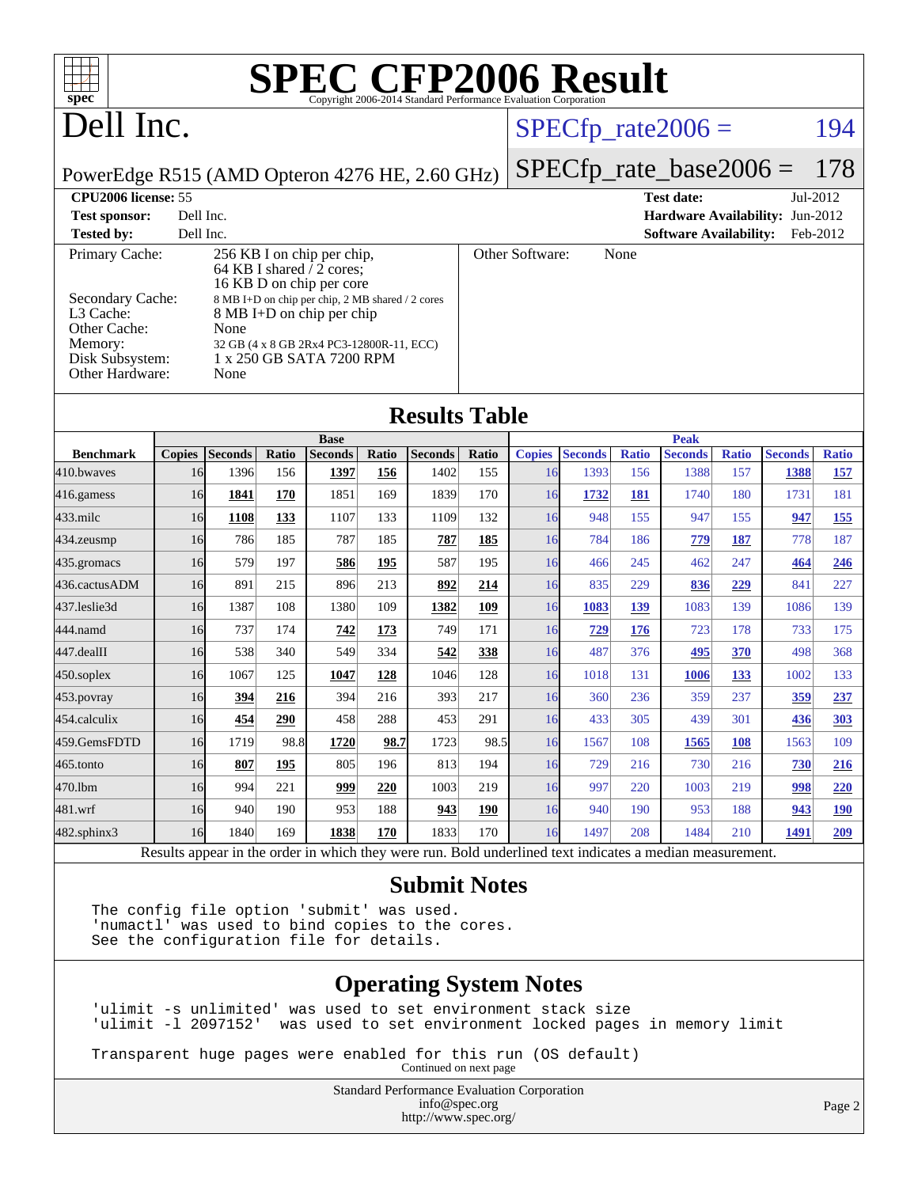# SPEC CFP2006 Result

Copyright 2006-2014 Standard Performance Evaluation Corporation

## Dell Inc.

PowerEdge R515 (AMD Opteron 4276 HE, 2.60 GHz)

SPECfp_rate2006 = 194

SPECfp_rate_base2006 = 178

| | | | |
|---|---|---|---|
| **CPU2006 license:** 55 | | **Test date:** | Jul-2012 |
| **Test sponsor:** | Dell Inc. | **Hardware Availability:** | Jun-2012 |
| **Tested by:** | Dell Inc. | **Software Availability:** | Feb-2012 |

| | |
|---|---|
| Primary Cache: | 256 KB I on chip per chip, 64 KB I shared / 2 cores; 16 KB D on chip per core |
| Secondary Cache: | 8 MB I+D on chip per chip, 2 MB shared / 2 cores |
| L3 Cache: | 8 MB I+D on chip per chip |
| Other Cache: | None |
| Memory: | 32 GB (4 x 8 GB 2Rx4 PC3-12800R-11, ECC) |
| Disk Subsystem: | 1 x 250 GB SATA 7200 RPM |
| Other Hardware: | None |

Other Software: None

## Results Table

| Benchmark | Base | | | | | | | Peak | | | | | | |
|---|---|---|---|---|---|---|---|---|---|---|---|---|---|---|
| | Copies | Seconds | Ratio | Seconds | Ratio | Seconds | Ratio | Copies | Seconds | Ratio | Seconds | Ratio | Seconds | Ratio |
| 410.bwaves | 16 | 1396 | 156 | **1397** | **156** | 1402 | 155 | 16 | 1393 | 156 | 1388 | 157 | **1388** | **157** |
| 416.gamess | 16 | **1841** | **170** | 1851 | 169 | 1839 | 170 | 16 | **1732** | **181** | 1740 | 180 | 1731 | 181 |
| 433.milc | 16 | **1108** | **133** | 1107 | 133 | 1109 | 132 | 16 | 948 | 155 | 947 | 155 | **947** | **155** |
| 434.zeusmp | 16 | 786 | 185 | 787 | 185 | **787** | **185** | 16 | 784 | 186 | **779** | **187** | 778 | 187 |
| 435.gromacs | 16 | 579 | 197 | **586** | **195** | 587 | 195 | 16 | 466 | 245 | 462 | 247 | **464** | **246** |
| 436.cactusADM | 16 | 891 | 215 | 896 | 213 | **892** | **214** | 16 | 835 | 229 | **836** | **229** | 841 | 227 |
| 437.leslie3d | 16 | 1387 | 108 | 1380 | 109 | **1382** | **109** | 16 | **1083** | **139** | 1083 | 139 | 1086 | 139 |
| 444.namd | 16 | 737 | 174 | **742** | **173** | 749 | 171 | 16 | **729** | **176** | 723 | 178 | 733 | 175 |
| 447.dealII | 16 | 538 | 340 | 549 | 334 | **542** | **338** | 16 | 487 | 376 | **495** | **370** | 498 | 368 |
| 450.soplex | 16 | 1067 | 125 | **1047** | **128** | 1046 | 128 | 16 | 1018 | 131 | **1006** | **133** | 1002 | 133 |
| 453.povray | 16 | **394** | **216** | 394 | 216 | 393 | 217 | 16 | 360 | 236 | 359 | 237 | **359** | **237** |
| 454.calculix | 16 | **454** | **290** | 458 | 288 | 453 | 291 | 16 | 433 | 305 | 439 | 301 | **436** | **303** |
| 459.GemsFDTD | 16 | 1719 | 98.8 | **1720** | **98.7** | 1723 | 98.5 | 16 | 1567 | 108 | **1565** | **108** | 1563 | 109 |
| 465.tonto | 16 | **807** | **195** | 805 | 196 | 813 | 194 | 16 | 729 | 216 | 730 | 216 | **730** | **216** |
| 470.lbm | 16 | 994 | 221 | **999** | **220** | 1003 | 219 | 16 | 997 | 220 | 1003 | 219 | **998** | **220** |
| 481.wrf | 16 | 940 | 190 | 953 | 188 | **943** | **190** | 16 | 940 | 190 | 953 | 188 | **943** | **190** |
| 482.sphinx3 | 16 | 1840 | 169 | **1838** | **170** | 1833 | 170 | 16 | 1497 | 208 | 1484 | 210 | **1491** | **209** |

Results appear in the order in which they were run. Bold underlined text indicates a median measurement.

## Submit Notes

```
The config file option 'submit' was used.
'numactl' was used to bind copies to the cores.
See the configuration file for details.
```

## Operating System Notes

```
'ulimit -s unlimited' was used to set environment stack size
'ulimit -l 2097152'  was used to set environment locked pages in memory limit

Transparent huge pages were enabled for this run (OS default)
```

Continued on next page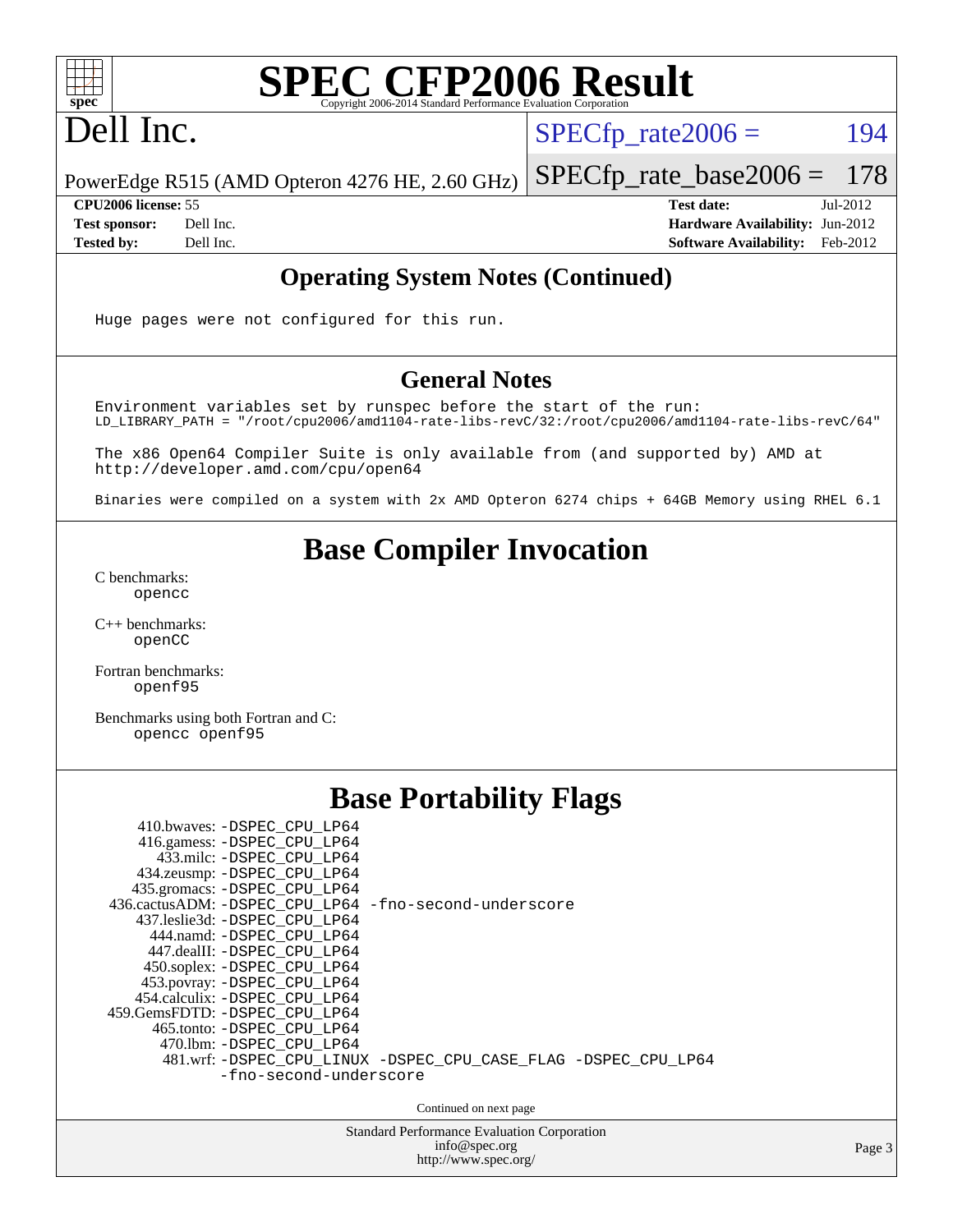## Operating System Notes (Continued)

```
Huge pages were not configured for this run.
```

## General Notes

```
Environment variables set by runspec before the start of the run:
LD_LIBRARY_PATH = "/root/cpu2006/amd1104-rate-libs-revC/32:/root/cpu2006/amd1104-rate-libs-revC/64"

The x86 Open64 Compiler Suite is only available from (and supported by) AMD at
http://developer.amd.com/cpu/open64

Binaries were compiled on a system with 2x AMD Opteron 6274 chips + 64GB Memory using RHEL 6.1
```

# Base Compiler Invocation

C benchmarks:
  opencc

C++ benchmarks:
  openCC

Fortran benchmarks:
  openf95

Benchmarks using both Fortran and C:
  opencc openf95

# Base Portability Flags

410.bwaves: -DSPEC_CPU_LP64
416.gamess: -DSPEC_CPU_LP64
433.milc: -DSPEC_CPU_LP64
434.zeusmp: -DSPEC_CPU_LP64
435.gromacs: -DSPEC_CPU_LP64
436.cactusADM: -DSPEC_CPU_LP64 -fno-second-underscore
437.leslie3d: -DSPEC_CPU_LP64
444.namd: -DSPEC_CPU_LP64
447.dealII: -DSPEC_CPU_LP64
450.soplex: -DSPEC_CPU_LP64
453.povray: -DSPEC_CPU_LP64
454.calculix: -DSPEC_CPU_LP64
459.GemsFDTD: -DSPEC_CPU_LP64
465.tonto: -DSPEC_CPU_LP64
470.lbm: -DSPEC_CPU_LP64
481.wrf: -DSPEC_CPU_LINUX -DSPEC_CPU_CASE_FLAG -DSPEC_CPU_LP64 -fno-second-underscore

Continued on next page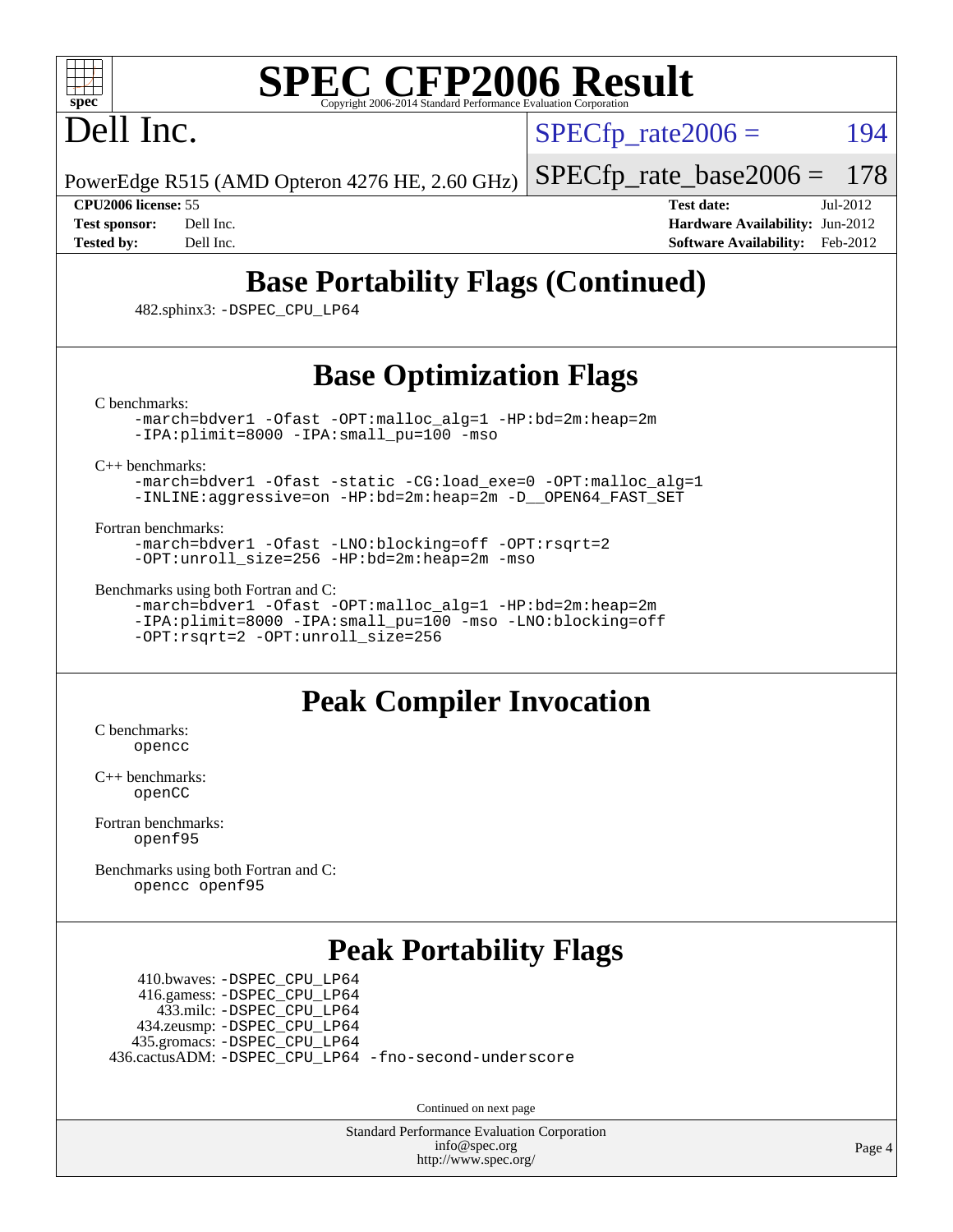# SPEC CFP2006 Result

Copyright 2006-2014 Standard Performance Evaluation Corporation

Dell Inc.

PowerEdge R515 (AMD Opteron 4276 HE, 2.60 GHz)

SPECfp_rate2006 = 194

SPECfp_rate_base2006 = 178

**CPU2006 license:** 55
**Test sponsor:** Dell Inc.
**Tested by:** Dell Inc.

**Test date:** Jul-2012
**Hardware Availability:** Jun-2012
**Software Availability:** Feb-2012

## Base Portability Flags (Continued)

482.sphinx3: -DSPEC_CPU_LP64

## Base Optimization Flags

C benchmarks:

```
-march=bdver1 -Ofast -OPT:malloc_alg=1 -HP:bd=2m:heap=2m
-IPA:plimit=8000 -IPA:small_pu=100 -mso
```

C++ benchmarks:

```
-march=bdver1 -Ofast -static -CG:load_exe=0 -OPT:malloc_alg=1
-INLINE:aggressive=on -HP:bd=2m:heap=2m -D__OPEN64_FAST_SET
```

Fortran benchmarks:

```
-march=bdver1 -Ofast -LNO:blocking=off -OPT:rsqrt=2
-OPT:unroll_size=256 -HP:bd=2m:heap=2m -mso
```

Benchmarks using both Fortran and C:

```
-march=bdver1 -Ofast -OPT:malloc_alg=1 -HP:bd=2m:heap=2m
-IPA:plimit=8000 -IPA:small_pu=100 -mso -LNO:blocking=off
-OPT:rsqrt=2 -OPT:unroll_size=256
```

## Peak Compiler Invocation

C benchmarks:
opencc

C++ benchmarks:
openCC

Fortran benchmarks:
openf95

Benchmarks using both Fortran and C:
opencc openf95

## Peak Portability Flags

410.bwaves: -DSPEC_CPU_LP64
416.gamess: -DSPEC_CPU_LP64
433.milc: -DSPEC_CPU_LP64
434.zeusmp: -DSPEC_CPU_LP64
435.gromacs: -DSPEC_CPU_LP64
436.cactusADM: -DSPEC_CPU_LP64 -fno-second-underscore

Continued on next page

Standard Performance Evaluation Corporation
info@spec.org
http://www.spec.org/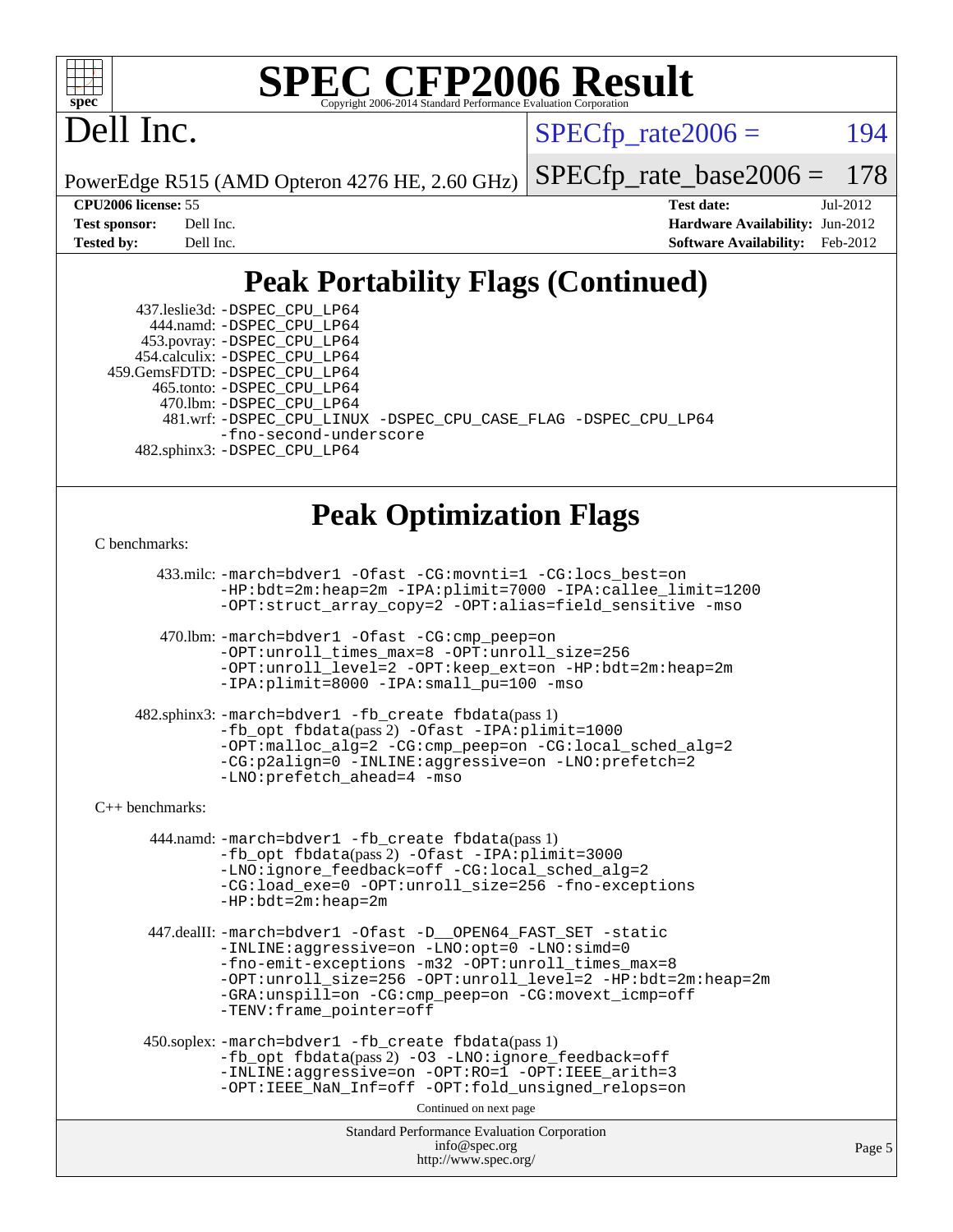# SPEC CFP2006 Result

Copyright 2006-2014 Standard Performance Evaluation Corporation

Dell Inc.

PowerEdge R515 (AMD Opteron 4276 HE, 2.60 GHz)

SPECfp_rate2006 = 194

SPECfp_rate_base2006 = 178

**CPU2006 license:** 55
**Test sponsor:** Dell Inc.
**Tested by:** Dell Inc.

**Test date:** Jul-2012
**Hardware Availability:** Jun-2012
**Software Availability:** Feb-2012

## Peak Portability Flags (Continued)

437.leslie3d: -DSPEC_CPU_LP64
444.namd: -DSPEC_CPU_LP64
453.povray: -DSPEC_CPU_LP64
454.calculix: -DSPEC_CPU_LP64
459.GemsFDTD: -DSPEC_CPU_LP64
465.tonto: -DSPEC_CPU_LP64
470.lbm: -DSPEC_CPU_LP64
481.wrf: -DSPEC_CPU_LINUX -DSPEC_CPU_CASE_FLAG -DSPEC_CPU_LP64 -fno-second-underscore
482.sphinx3: -DSPEC_CPU_LP64

## Peak Optimization Flags

C benchmarks:

433.milc: -march=bdver1 -Ofast -CG:movnti=1 -CG:locs_best=on -HP:bdt=2m:heap=2m -IPA:plimit=7000 -IPA:callee_limit=1200 -OPT:struct_array_copy=2 -OPT:alias=field_sensitive -mso

470.lbm: -march=bdver1 -Ofast -CG:cmp_peep=on -OPT:unroll_times_max=8 -OPT:unroll_size=256 -OPT:unroll_level=2 -OPT:keep_ext=on -HP:bdt=2m:heap=2m -IPA:plimit=8000 -IPA:small_pu=100 -mso

482.sphinx3: -march=bdver1 -fb_create fbdata(pass 1) -fb_opt fbdata(pass 2) -Ofast -IPA:plimit=1000 -OPT:malloc_alg=2 -CG:cmp_peep=on -CG:local_sched_alg=2 -CG:p2align=0 -INLINE:aggressive=on -LNO:prefetch=2 -LNO:prefetch_ahead=4 -mso

C++ benchmarks:

444.namd: -march=bdver1 -fb_create fbdata(pass 1) -fb_opt fbdata(pass 2) -Ofast -IPA:plimit=3000 -LNO:ignore_feedback=off -CG:local_sched_alg=2 -CG:load_exe=0 -OPT:unroll_size=256 -fno-exceptions -HP:bdt=2m:heap=2m

447.dealII: -march=bdver1 -Ofast -D__OPEN64_FAST_SET -static -INLINE:aggressive=on -LNO:opt=0 -LNO:simd=0 -fno-emit-exceptions -m32 -OPT:unroll_times_max=8 -OPT:unroll_size=256 -OPT:unroll_level=2 -HP:bdt=2m:heap=2m -GRA:unspill=on -CG:cmp_peep=on -CG:movext_icmp=off -TENV:frame_pointer=off

450.soplex: -march=bdver1 -fb_create fbdata(pass 1) -fb_opt fbdata(pass 2) -O3 -LNO:ignore_feedback=off -INLINE:aggressive=on -OPT:RO=1 -OPT:IEEE_arith=3 -OPT:IEEE_NaN_Inf=off -OPT:fold_unsigned_relops=on

Continued on next page

Standard Performance Evaluation Corporation
info@spec.org
http://www.spec.org/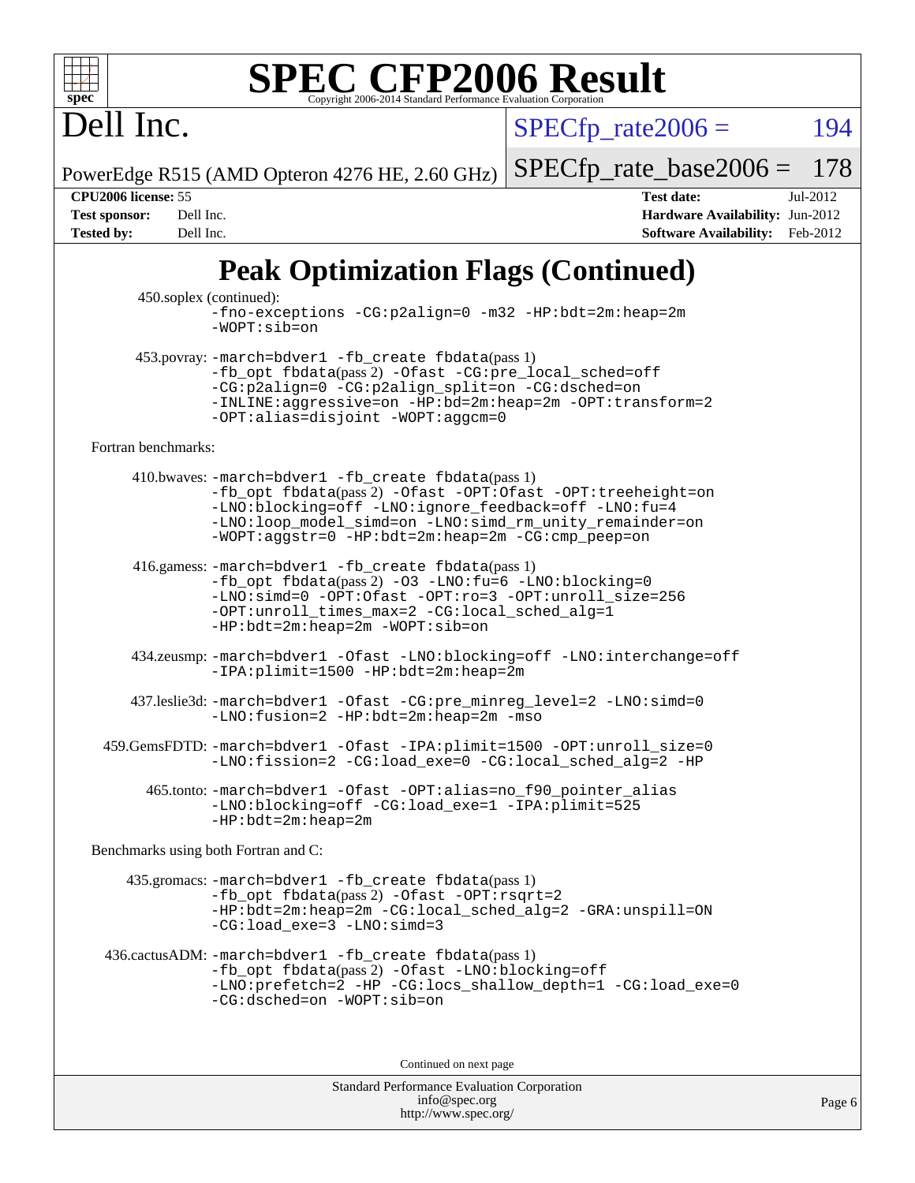# Peak Optimization Flags (Continued)

450.soplex (continued):
-fno-exceptions -CG:p2align=0 -m32 -HP:bdt=2m:heap=2m
-WOPT:sib=on

453.povray: -march=bdver1 -fb_create fbdata(pass 1)
-fb_opt fbdata(pass 2) -Ofast -CG:pre_local_sched=off
-CG:p2align=0 -CG:p2align_split=on -CG:dsched=on
-INLINE:aggressive=on -HP:bd=2m:heap=2m -OPT:transform=2
-OPT:alias=disjoint -WOPT:aggcm=0

Fortran benchmarks:

410.bwaves: -march=bdver1 -fb_create fbdata(pass 1)
-fb_opt fbdata(pass 2) -Ofast -OPT:Ofast -OPT:treeheight=on
-LNO:blocking=off -LNO:ignore_feedback=off -LNO:fu=4
-LNO:loop_model_simd=on -LNO:simd_rm_unity_remainder=on
-WOPT:aggstr=0 -HP:bdt=2m:heap=2m -CG:cmp_peep=on

416.gamess: -march=bdver1 -fb_create fbdata(pass 1)
-fb_opt fbdata(pass 2) -O3 -LNO:fu=6 -LNO:blocking=0
-LNO:simd=0 -OPT:Ofast -OPT:ro=3 -OPT:unroll_size=256
-OPT:unroll_times_max=2 -CG:local_sched_alg=1
-HP:bdt=2m:heap=2m -WOPT:sib=on

434.zeusmp: -march=bdver1 -Ofast -LNO:blocking=off -LNO:interchange=off
-IPA:plimit=1500 -HP:bdt=2m:heap=2m

437.leslie3d: -march=bdver1 -Ofast -CG:pre_minreg_level=2 -LNO:simd=0
-LNO:fusion=2 -HP:bdt=2m:heap=2m -mso

459.GemsFDTD: -march=bdver1 -Ofast -IPA:plimit=1500 -OPT:unroll_size=0
-LNO:fission=2 -CG:load_exe=0 -CG:local_sched_alg=2 -HP

465.tonto: -march=bdver1 -Ofast -OPT:alias=no_f90_pointer_alias
-LNO:blocking=off -CG:load_exe=1 -IPA:plimit=525
-HP:bdt=2m:heap=2m

Benchmarks using both Fortran and C:

435.gromacs: -march=bdver1 -fb_create fbdata(pass 1)
-fb_opt fbdata(pass 2) -Ofast -OPT:rsqrt=2
-HP:bdt=2m:heap=2m -CG:local_sched_alg=2 -GRA:unspill=ON
-CG:load_exe=3 -LNO:simd=3

436.cactusADM: -march=bdver1 -fb_create fbdata(pass 1)
-fb_opt fbdata(pass 2) -Ofast -LNO:blocking=off
-LNO:prefetch=2 -HP -CG:locs_shallow_depth=1 -CG:load_exe=0
-CG:dsched=on -WOPT:sib=on

Continued on next page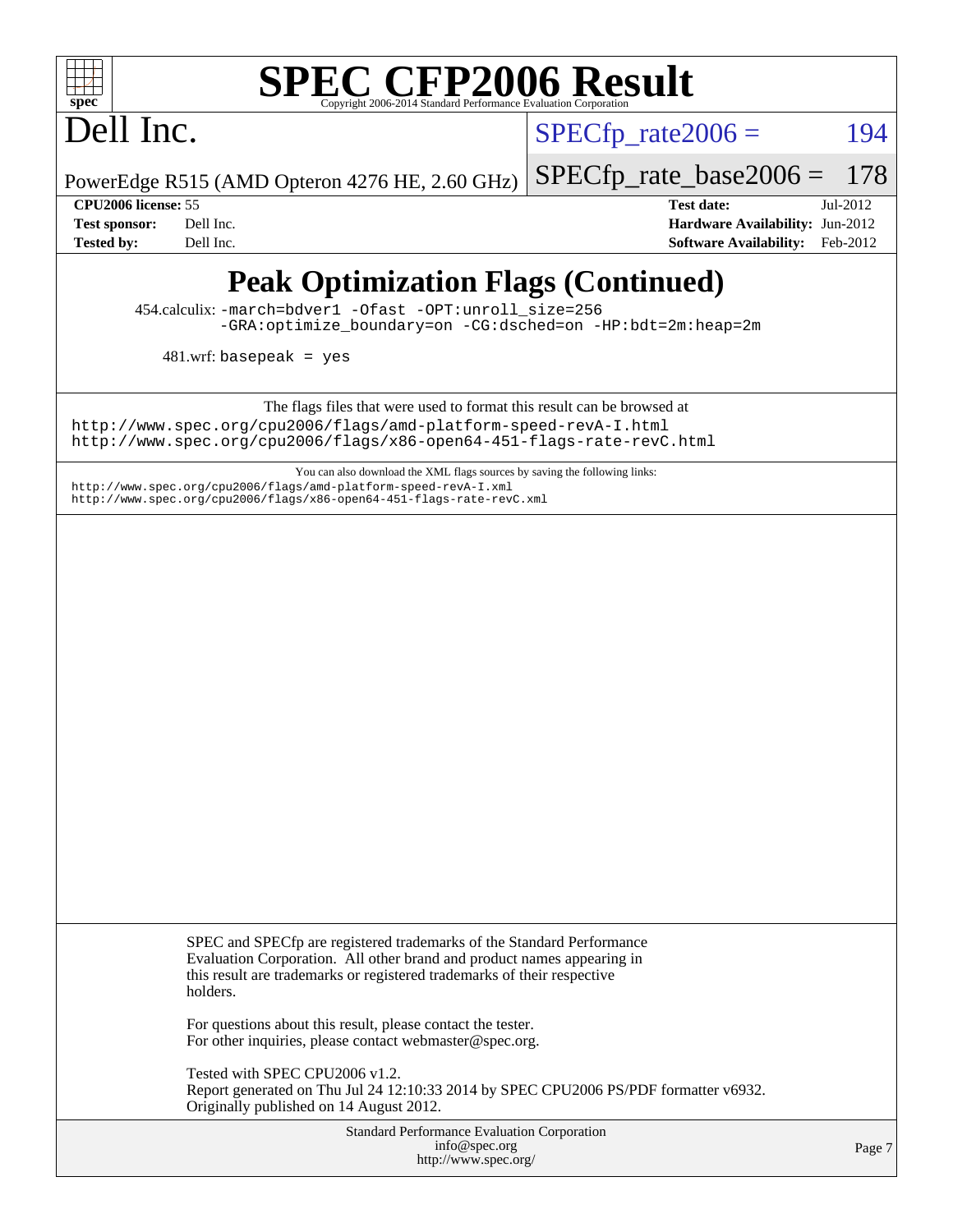# SPEC CFP2006 Result

Copyright 2006-2014 Standard Performance Evaluation Corporation

Dell Inc.

PowerEdge R515 (AMD Opteron 4276 HE, 2.60 GHz)

SPECfp_rate2006 = 194

SPECfp_rate_base2006 = 178

**CPU2006 license:** 55
**Test sponsor:** Dell Inc.
**Tested by:** Dell Inc.

**Test date:** Jul-2012
**Hardware Availability:** Jun-2012
**Software Availability:** Feb-2012

## Peak Optimization Flags (Continued)

454.calculix: -march=bdver1 -Ofast -OPT:unroll_size=256 -GRA:optimize_boundary=on -CG:dsched=on -HP:bdt=2m:heap=2m

481.wrf: basepeak = yes

The flags files that were used to format this result can be browsed at
http://www.spec.org/cpu2006/flags/amd-platform-speed-revA-I.html
http://www.spec.org/cpu2006/flags/x86-open64-451-flags-rate-revC.html

You can also download the XML flags sources by saving the following links:
http://www.spec.org/cpu2006/flags/amd-platform-speed-revA-I.xml
http://www.spec.org/cpu2006/flags/x86-open64-451-flags-rate-revC.xml

SPEC and SPECfp are registered trademarks of the Standard Performance Evaluation Corporation. All other brand and product names appearing in this result are trademarks or registered trademarks of their respective holders.

For questions about this result, please contact the tester.
For other inquiries, please contact webmaster@spec.org.

Tested with SPEC CPU2006 v1.2.
Report generated on Thu Jul 24 12:10:33 2014 by SPEC CPU2006 PS/PDF formatter v6932.
Originally published on 14 August 2012.

Standard Performance Evaluation Corporation
info@spec.org
http://www.spec.org/